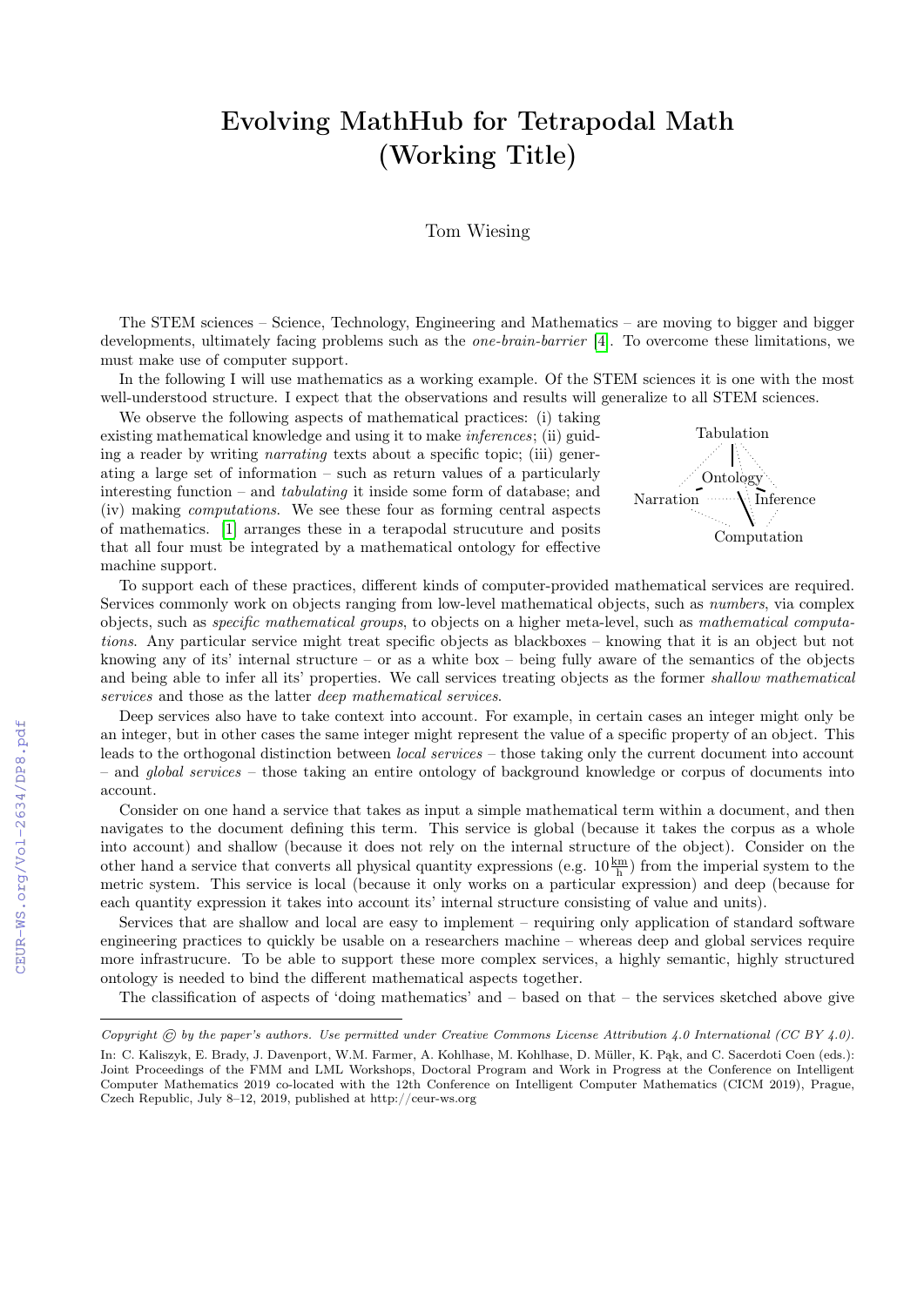# Evolving MathHub for Tetrapodal Math (Working Title)

Tom Wiesing

The STEM sciences – Science, Technology, Engineering and Mathematics – are moving to bigger and bigger developments, ultimately facing problems such as the *one-brain-barrier* [4]. To overcome these limitations, we must make use of computer support.

In the following I will use mathematics as a working example. Of the STEM sciences it is one with the most well-understood structure. I expect that the observations and results will generalize to all STEM sciences.

We observe the following aspects of mathematical practices: (i) taking existing mathematical knowledge and using it to make *inferences*; (ii) guiding a reader by writing *narrating* texts about a specific topic; (iii) generating a large set of information – such as return values of a particularly interesting function – and *tabulating* it inside some form of database; and (iv) making *computations*. We see these four as forming central aspects of mathematics. [1] arranges these in a terapodal strucuture and posits that all four must be integrated by a mathematical ontology for effective machine support.

Tabulation

Ontology

Narration Inference

Computation

To support each of these practices, different kinds of computer-provided mathematical services are required. Services commonly work on objects ranging from low-level mathematical objects, such as *numbers*, via complex objects, such as *specific mathematical groups*, to objects on a higher meta-level, such as *mathematical computations*. Any particular service might treat specific objects as blackboxes – knowing that it is an object but not knowing any of its' internal structure – or as a white box – being fully aware of the semantics of the objects and being able to infer all its' properties. We call services treating objects as the former *shallow mathematical services* and those as the latter *deep mathematical services*.

Deep services also have to take context into account. For example, in certain cases an integer might only be an integer, but in other cases the same integer might represent the value of a specific property of an object. This leads to the orthogonal distinction between *local services* – those taking only the current document into account – and *global services* – those taking an entire ontology of background knowledge or corpus of documents into account.

Consider on one hand a service that takes as input a simple mathematical term within a document, and then navigates to the document defining this term. This service is global (because it takes the corpus as a whole into account) and shallow (because it does not rely on the internal structure of the object). Consider on the other hand a service that converts all physical quantity expressions (e.g. $10\frac{\text{km}}{\text{h}}$) from the imperial system to the metric system. This service is local (because it only works on a particular expression) and deep (because for each quantity expression it takes into account its' internal structure consisting of value and units).

Services that are shallow and local are easy to implement – requiring only application of standard software engineering practices to quickly be usable on a researchers machine – whereas deep and global services require more infrastrucure. To be able to support these more complex services, a highly semantic, highly structured ontology is needed to bind the different mathematical aspects together.

The classification of aspects of 'doing mathematics' and – based on that – the services sketched above give

---

*Copyright © by the paper's authors. Use permitted under Creative Commons License Attribution 4.0 International (CC BY 4.0).*

In: C. Kaliszyk, E. Brady, J. Davenport, W.M. Farmer, A. Kohlhase, M. Kohlhase, D. Müller, K. Pąk, and C. Sacerdoti Coen (eds.): Joint Proceedings of the FMM and LML Workshops, Doctoral Program and Work in Progress at the Conference on Intelligent Computer Mathematics 2019 co-located with the 12th Conference on Intelligent Computer Mathematics (CICM 2019), Prague, Czech Republic, July 8–12, 2019, published at http://ceur-ws.org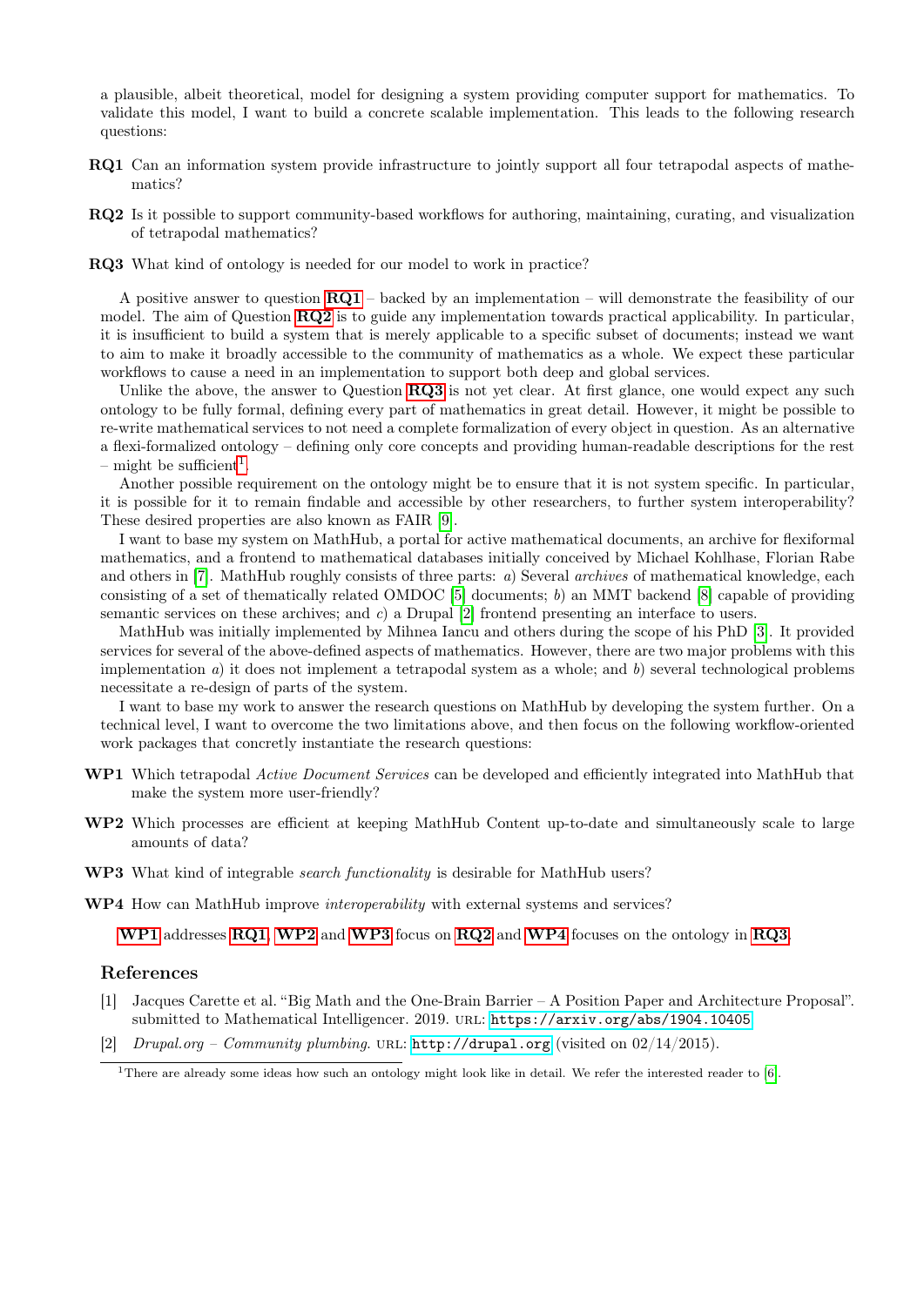a plausible, albeit theoretical, model for designing a system providing computer support for mathematics. To validate this model, I want to build a concrete scalable implementation. This leads to the following research questions:

**RQ1** Can an information system provide infrastructure to jointly support all four tetrapodal aspects of mathematics?

**RQ2** Is it possible to support community-based workflows for authoring, maintaining, curating, and visualization of tetrapodal mathematics?

**RQ3** What kind of ontology is needed for our model to work in practice?

A positive answer to question **RQ1** – backed by an implementation – will demonstrate the feasibility of our model. The aim of Question **RQ2** is to guide any implementation towards practical applicability. In particular, it is insufficient to build a system that is merely applicable to a specific subset of documents; instead we want to aim to make it broadly accessible to the community of mathematics as a whole. We expect these particular workflows to cause a need in an implementation to support both deep and global services.

Unlike the above, the answer to Question **RQ3** is not yet clear. At first glance, one would expect any such ontology to be fully formal, defining every part of mathematics in great detail. However, it might be possible to re-write mathematical services to not need a complete formalization of every object in question. As an alternative a flexi-formalized ontology – defining only core concepts and providing human-readable descriptions for the rest – might be sufficient[1].

Another possible requirement on the ontology might be to ensure that it is not system specific. In particular, it is possible for it to remain findable and accessible by other researchers, to further system interoperability? These desired properties are also known as FAIR [9].

I want to base my system on MathHub, a portal for active mathematical documents, an archive for flexiformal mathematics, and a frontend to mathematical databases initially conceived by Michael Kohlhase, Florian Rabe and others in [7]. MathHub roughly consists of three parts: *a*) Several *archives* of mathematical knowledge, each consisting of a set of thematically related OMDOC [5] documents; *b*) an MMT backend [8] capable of providing semantic services on these archives; and *c*) a Drupal [2] frontend presenting an interface to users.

MathHub was initially implemented by Mihnea Iancu and others during the scope of his PhD [3]. It provided services for several of the above-defined aspects of mathematics. However, there are two major problems with this implementation *a*) it does not implement a tetrapodal system as a whole; and *b*) several technological problems necessitate a re-design of parts of the system.

I want to base my work to answer the research questions on MathHub by developing the system further. On a technical level, I want to overcome the two limitations above, and then focus on the following workflow-oriented work packages that concretly instantiate the research questions:

**WP1** Which tetrapodal *Active Document Services* can be developed and efficiently integrated into MathHub that make the system more user-friendly?

**WP2** Which processes are efficient at keeping MathHub Content up-to-date and simultaneously scale to large amounts of data?

**WP3** What kind of integrable *search functionality* is desirable for MathHub users?

**WP4** How can MathHub improve *interoperability* with external systems and services?

**WP1** addresses **RQ1**, **WP2** and **WP3** focus on **RQ2** and **WP4** focuses on the ontology in **RQ3**.

## References

[1] Jacques Carette et al. "Big Math and the One-Brain Barrier – A Position Paper and Architecture Proposal". submitted to Mathematical Intelligencer. 2019. URL: `https://arxiv.org/abs/1904.10405`.

[2] *Drupal.org – Community plumbing*. URL: `http://drupal.org` (visited on 02/14/2015).

---

[1] There are already some ideas how such an ontology might look like in detail. We refer the interested reader to [6].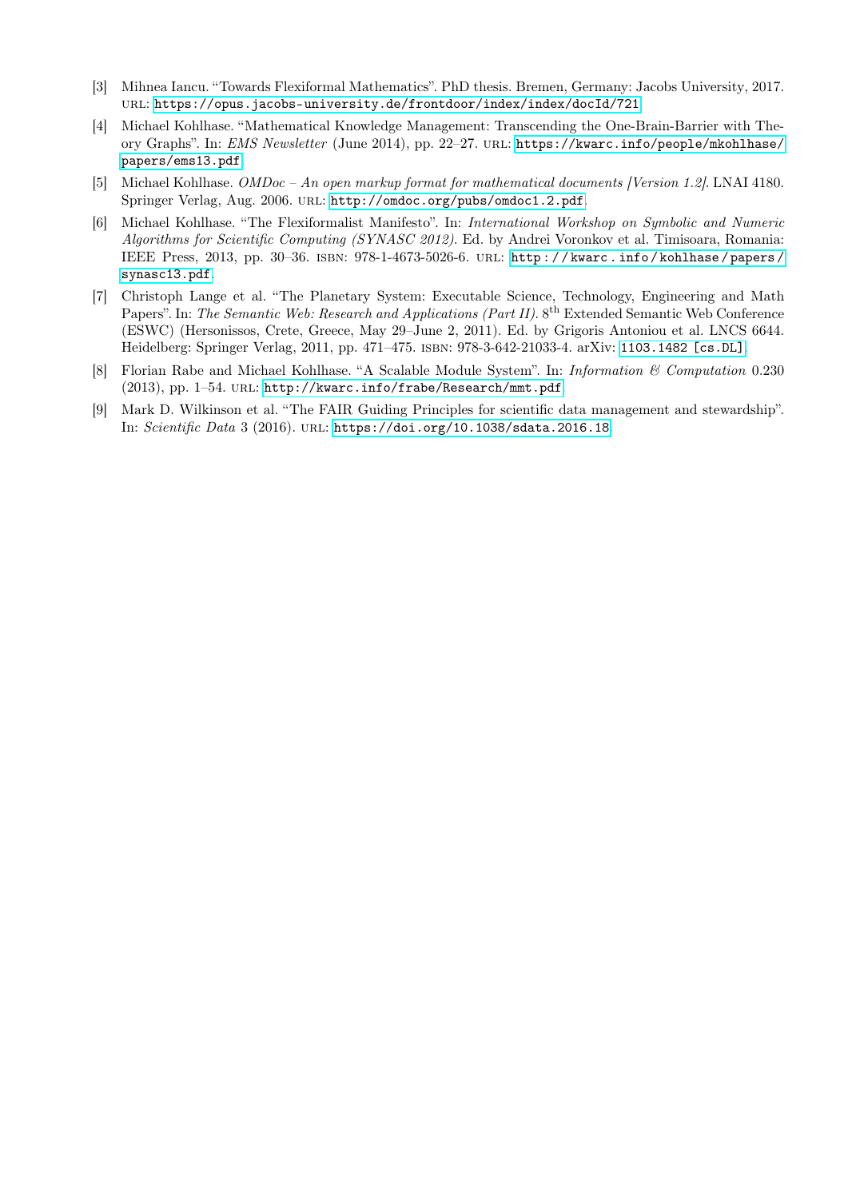- [3] Mihnea Iancu. "Towards Flexiformal Mathematics". PhD thesis. Bremen, Germany: Jacobs University, 2017. URL: https://opus.jacobs-university.de/frontdoor/index/index/docId/721.
- [4] Michael Kohlhase. "Mathematical Knowledge Management: Transcending the One-Brain-Barrier with Theory Graphs". In: *EMS Newsletter* (June 2014), pp. 22–27. URL: https://kwarc.info/people/mkohlhase/papers/ems13.pdf.
- [5] Michael Kohlhase. *OMDoc – An open markup format for mathematical documents [Version 1.2]*. LNAI 4180. Springer Verlag, Aug. 2006. URL: http://omdoc.org/pubs/omdoc1.2.pdf.
- [6] Michael Kohlhase. "The Flexiformalist Manifesto". In: *International Workshop on Symbolic and Numeric Algorithms for Scientific Computing (SYNASC 2012)*. Ed. by Andrei Voronkov et al. Timisoara, Romania: IEEE Press, 2013, pp. 30–36. ISBN: 978-1-4673-5026-6. URL: http://kwarc.info/kohlhase/papers/synasc13.pdf.
- [7] Christoph Lange et al. "The Planetary System: Executable Science, Technology, Engineering and Math Papers". In: *The Semantic Web: Research and Applications (Part II)*. 8th Extended Semantic Web Conference (ESWC) (Hersonissos, Crete, Greece, May 29–June 2, 2011). Ed. by Grigoris Antoniou et al. LNCS 6644. Heidelberg: Springer Verlag, 2011, pp. 471–475. ISBN: 978-3-642-21033-4. arXiv: 1103.1482 [cs.DL].
- [8] Florian Rabe and Michael Kohlhase. "A Scalable Module System". In: *Information & Computation* 0.230 (2013), pp. 1–54. URL: http://kwarc.info/frabe/Research/mmt.pdf.
- [9] Mark D. Wilkinson et al. "The FAIR Guiding Principles for scientific data management and stewardship". In: *Scientific Data* 3 (2016). URL: https://doi.org/10.1038/sdata.2016.18.